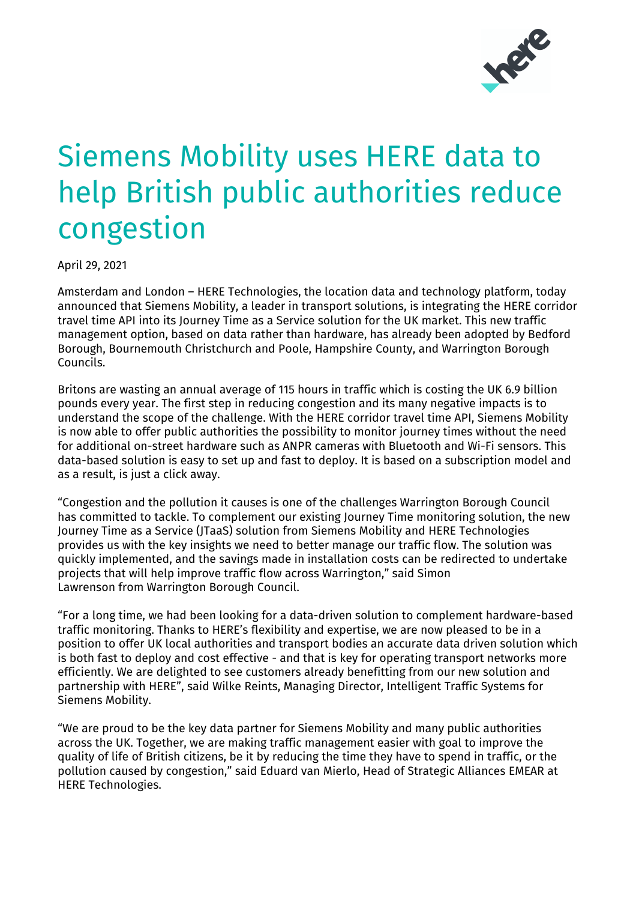# Siemens Mobility uses HERE data to help British public authorities reduce congestion

April 29, 2021

Amsterdam and London – HERE Technologies, the location data and technology platform, today announced that Siemens Mobility, a leader in transport solutions, is integrating the HERE corridor travel time API into its Journey Time as a Service solution for the UK market. This new traffic management option, based on data rather than hardware, has already been adopted by Bedford Borough, Bournemouth Christchurch and Poole, Hampshire County, and Warrington Borough Councils.

Britons are wasting an annual average of 115 hours in traffic which is costing the UK 6.9 billion pounds every year. The first step in reducing congestion and its many negative impacts is to understand the scope of the challenge. With the HERE corridor travel time API, Siemens Mobility is now able to offer public authorities the possibility to monitor journey times without the need for additional on-street hardware such as ANPR cameras with Bluetooth and Wi-Fi sensors. This data-based solution is easy to set up and fast to deploy. It is based on a subscription model and as a result, is just a click away.

"Congestion and the pollution it causes is one of the challenges Warrington Borough Council has committed to tackle. To complement our existing Journey Time monitoring solution, the new Journey Time as a Service (JTaaS) solution from Siemens Mobility and HERE Technologies provides us with the key insights we need to better manage our traffic flow. The solution was quickly implemented, and the savings made in installation costs can be redirected to undertake projects that will help improve traffic flow across Warrington," said Simon Lawrenson from Warrington Borough Council.

"For a long time, we had been looking for a data-driven solution to complement hardware-based traffic monitoring. Thanks to HERE's flexibility and expertise, we are now pleased to be in a position to offer UK local authorities and transport bodies an accurate data driven solution which is both fast to deploy and cost effective - and that is key for operating transport networks more efficiently. We are delighted to see customers already benefitting from our new solution and partnership with HERE", said Wilke Reints, Managing Director, Intelligent Traffic Systems for Siemens Mobility.

"We are proud to be the key data partner for Siemens Mobility and many public authorities across the UK. Together, we are making traffic management easier with goal to improve the quality of life of British citizens, be it by reducing the time they have to spend in traffic, or the pollution caused by congestion," said Eduard van Mierlo, Head of Strategic Alliances EMEAR at HERE Technologies.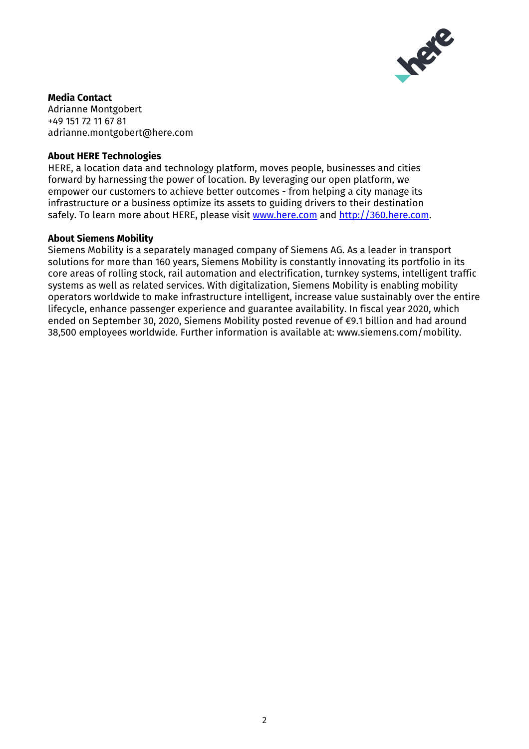**Media Contact**
Adrianne Montgobert
+49 151 72 11 67 81
adrianne.montgobert@here.com

**About HERE Technologies**
HERE, a location data and technology platform, moves people, businesses and cities forward by harnessing the power of location. By leveraging our open platform, we empower our customers to achieve better outcomes - from helping a city manage its infrastructure or a business optimize its assets to guiding drivers to their destination safely. To learn more about HERE, please visit www.here.com and http://360.here.com.

**About Siemens Mobility**
Siemens Mobility is a separately managed company of Siemens AG. As a leader in transport solutions for more than 160 years, Siemens Mobility is constantly innovating its portfolio in its core areas of rolling stock, rail automation and electrification, turnkey systems, intelligent traffic systems as well as related services. With digitalization, Siemens Mobility is enabling mobility operators worldwide to make infrastructure intelligent, increase value sustainably over the entire lifecycle, enhance passenger experience and guarantee availability. In fiscal year 2020, which ended on September 30, 2020, Siemens Mobility posted revenue of €9.1 billion and had around 38,500 employees worldwide. Further information is available at: www.siemens.com/mobility.